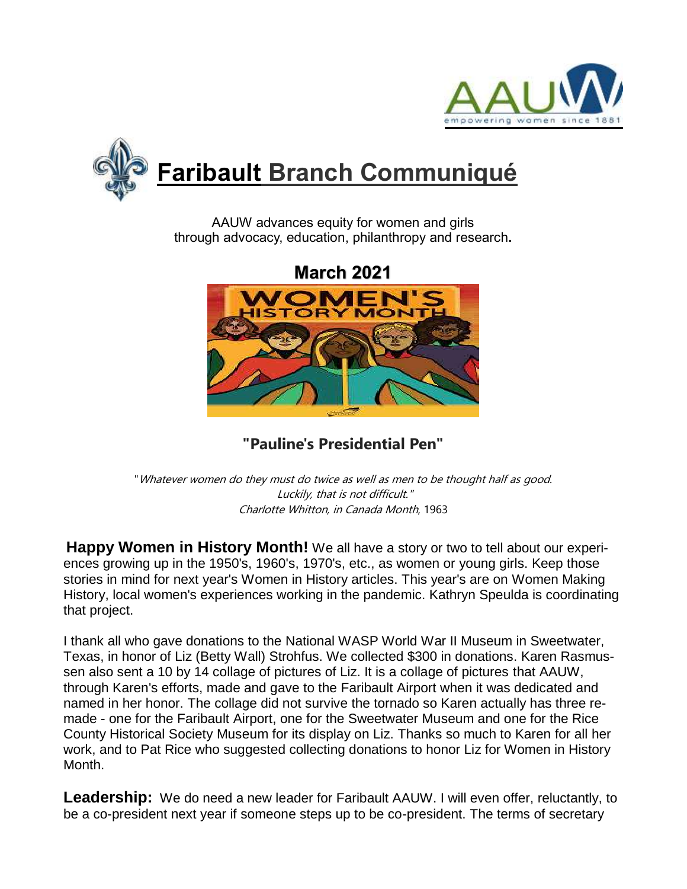# Faribault Branch Communiqué

AAUW advances equity for women and girls
through advocacy, education, philanthropy and research.

## March 2021

## "Pauline's Presidential Pen"

"*Whatever women do they must do twice as well as men to be thought half as good. Luckily, that is not difficult.*"
*Charlotte Whitton, in Canada Month*, 1963

**Happy Women in History Month!** We all have a story or two to tell about our experiences growing up in the 1950's, 1960's, 1970's, etc., as women or young girls. Keep those stories in mind for next year's Women in History articles. This year's are on Women Making History, local women's experiences working in the pandemic. Kathryn Speulda is coordinating that project.

I thank all who gave donations to the National WASP World War II Museum in Sweetwater, Texas, in honor of Liz (Betty Wall) Strohfus. We collected $300 in donations. Karen Rasmussen also sent a 10 by 14 collage of pictures of Liz. It is a collage of pictures that AAUW, through Karen's efforts, made and gave to the Faribault Airport when it was dedicated and named in her honor. The collage did not survive the tornado so Karen actually has three remade - one for the Faribault Airport, one for the Sweetwater Museum and one for the Rice County Historical Society Museum for its display on Liz. Thanks so much to Karen for all her work, and to Pat Rice who suggested collecting donations to honor Liz for Women in History Month.

**Leadership:** We do need a new leader for Faribault AAUW. I will even offer, reluctantly, to be a co-president next year if someone steps up to be co-president. The terms of secretary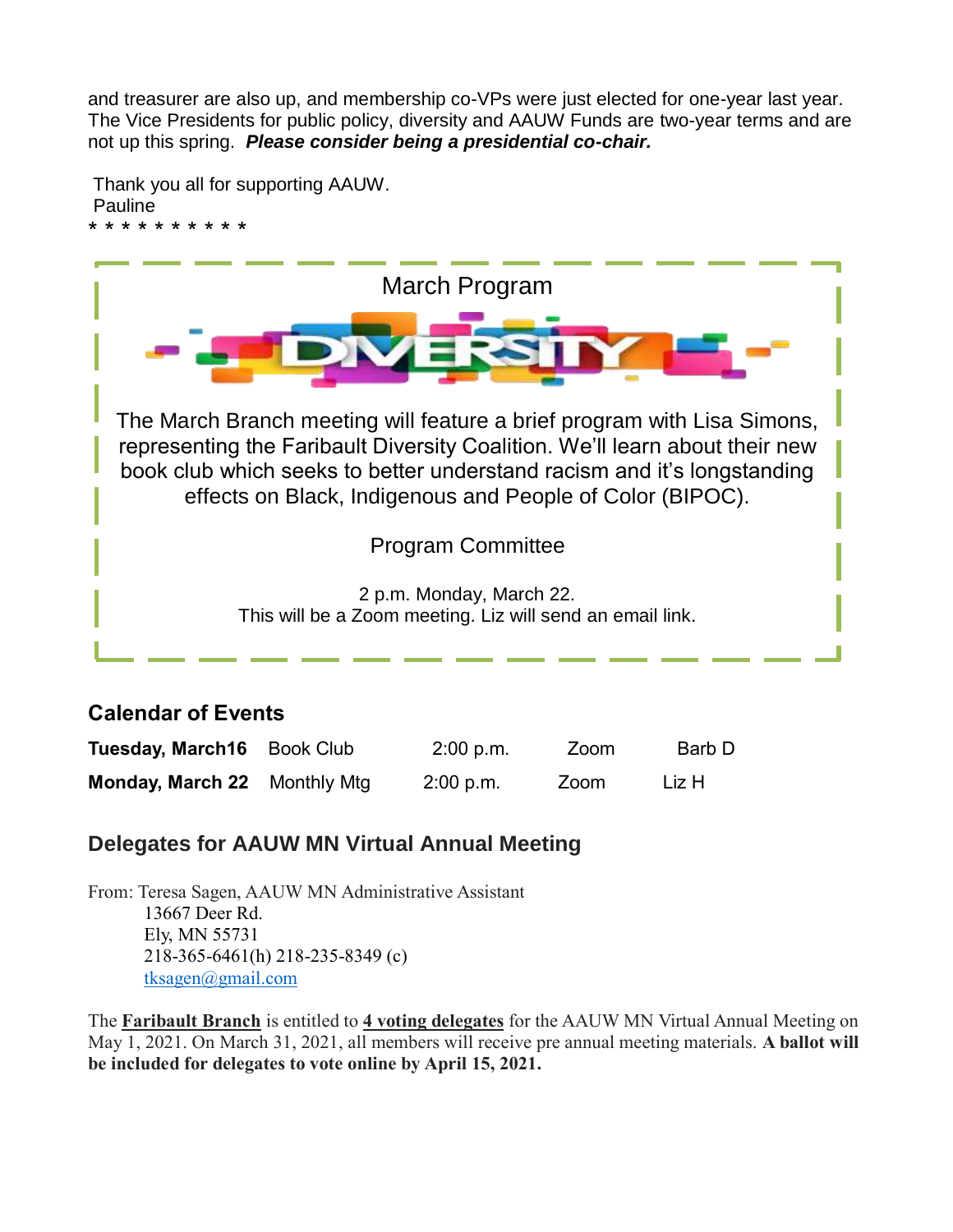and treasurer are also up, and membership co-VPs were just elected for one-year last year. The Vice Presidents for public policy, diversity and AAUW Funds are two-year terms and are not up this spring. ***Please consider being a presidential co-chair.***

Thank you all for supporting AAUW.
Pauline

* * * * * * * * * *

## March Program

DIVERSITY

The March Branch meeting will feature a brief program with Lisa Simons, representing the Faribault Diversity Coalition. We'll learn about their new book club which seeks to better understand racism and it's longstanding effects on Black, Indigenous and People of Color (BIPOC).

Program Committee

2 p.m. Monday, March 22.
This will be a Zoom meeting. Liz will send an email link.

## Calendar of Events

| | | | | |
|---|---|---|---|---|
| **Tuesday, March16** | Book Club | 2:00 p.m. | Zoom | Barb D |
| **Monday, March 22** | Monthly Mtg | 2:00 p.m. | Zoom | Liz H |

## Delegates for AAUW MN Virtual Annual Meeting

From: Teresa Sagen, AAUW MN Administrative Assistant
13667 Deer Rd.
Ely, MN 55731
218-365-6461(h) 218-235-8349 (c)
tksagen@gmail.com

The **Faribault Branch** is entitled to **4 voting delegates** for the AAUW MN Virtual Annual Meeting on May 1, 2021. On March 31, 2021, all members will receive pre annual meeting materials. **A ballot will be included for delegates to vote online by April 15, 2021.**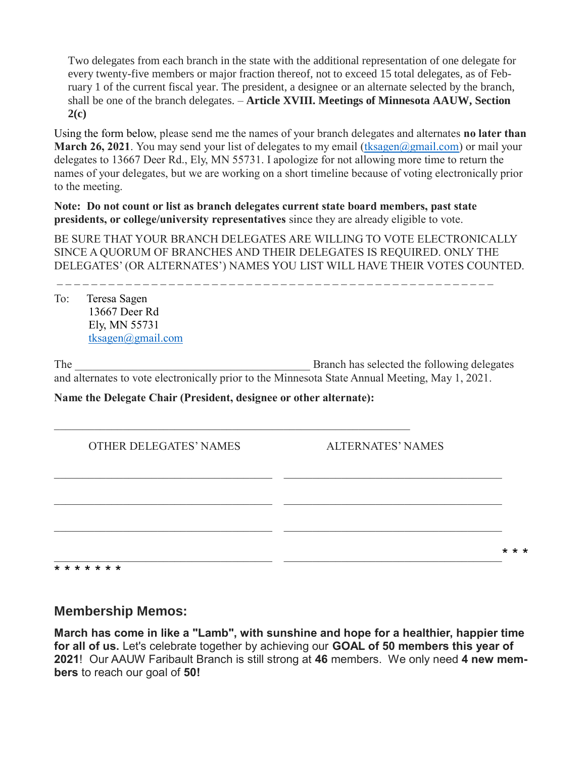Two delegates from each branch in the state with the additional representation of one delegate for every twenty-five members or major fraction thereof, not to exceed 15 total delegates, as of February 1 of the current fiscal year. The president, a designee or an alternate selected by the branch, shall be one of the branch delegates. – **Article XVIII. Meetings of Minnesota AAUW, Section 2(c)**

Using the form below, please send me the names of your branch delegates and alternates **no later than March 26, 2021**. You may send your list of delegates to my email (tksagen@gmail.com) or mail your delegates to 13667 Deer Rd., Ely, MN 55731. I apologize for not allowing more time to return the names of your delegates, but we are working on a short timeline because of voting electronically prior to the meeting.

**Note: Do not count or list as branch delegates current state board members, past state presidents, or college/university representatives** since they are already eligible to vote.

BE SURE THAT YOUR BRANCH DELEGATES ARE WILLING TO VOTE ELECTRONICALLY SINCE A QUORUM OF BRANCHES AND THEIR DELEGATES IS REQUIRED. ONLY THE DELEGATES' (OR ALTERNATES') NAMES YOU LIST WILL HAVE THEIR VOTES COUNTED.

- - - - - - - - - - - - - - - - - - - - - - - - - - - - - - - - - - - - - - - - - - - - - - - - - - - - - - -

To: Teresa Sagen
13667 Deer Rd
Ely, MN 55731
tksagen@gmail.com

The ________________________________________ Branch has selected the following delegates and alternates to vote electronically prior to the Minnesota State Annual Meeting, May 1, 2021.

**Name the Delegate Chair (President, designee or other alternate):**

______________________________________________________________

| OTHER DELEGATES' NAMES | ALTERNATES' NAMES |
| --- | --- |
| ______________________________________ | ______________________________________ |
| ______________________________________ | ______________________________________ |
| ______________________________________ | ______________________________________ |
| ______________________________________ | ______________________________________ |

* * * * * * * * * *

## Membership Memos:

**March has come in like a "Lamb", with sunshine and hope for a healthier, happier time for all of us.** Let's celebrate together by achieving our **GOAL of 50 members this year of 2021**! Our AAUW Faribault Branch is still strong at **46** members. We only need **4 new members** to reach our goal of **50!**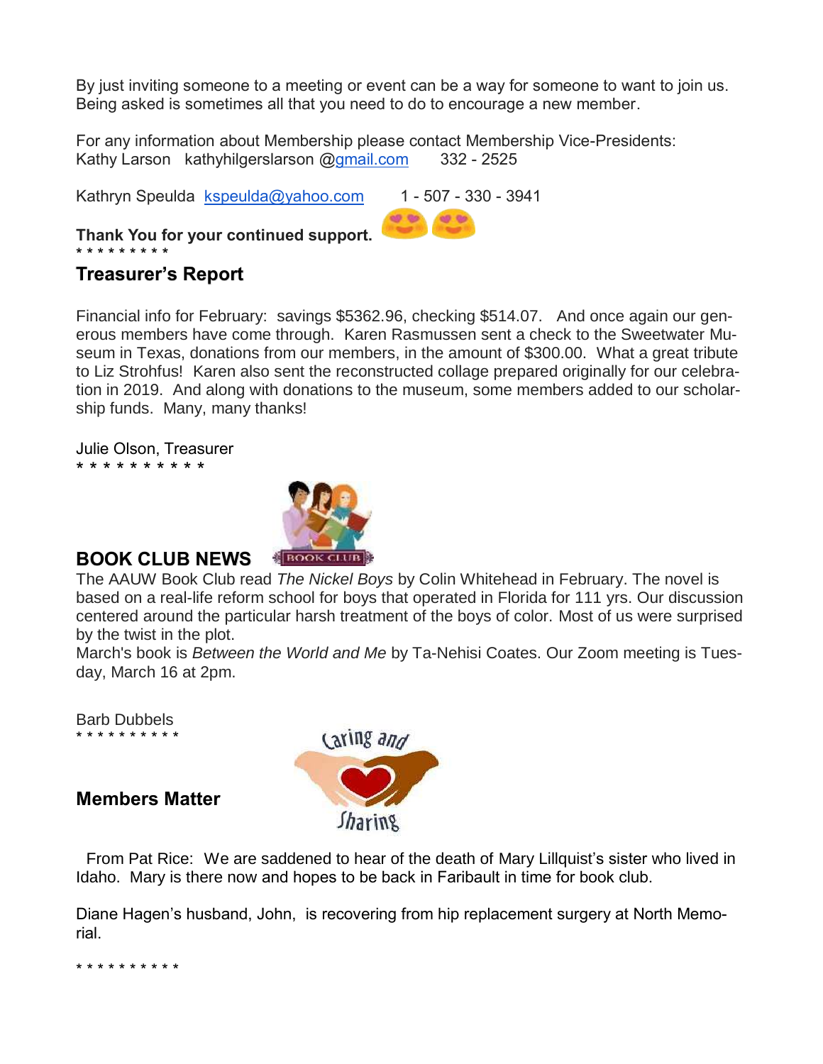By just inviting someone to a meeting or event can be a way for someone to want to join us. Being asked is sometimes all that you need to do to encourage a new member.

For any information about Membership please contact Membership Vice-Presidents:
Kathy Larson kathyhilgerslarson @gmail.com 332 - 2525

Kathryn Speulda kspeulda@yahoo.com 1 - 507 - 330 - 3941

**Thank You for your continued support.**

* * * * * * * * *

## Treasurer's Report

Financial info for February: savings $5362.96, checking $514.07. And once again our generous members have come through. Karen Rasmussen sent a check to the Sweetwater Museum in Texas, donations from our members, in the amount of $300.00. What a great tribute to Liz Strohfus! Karen also sent the reconstructed collage prepared originally for our celebration in 2019. And along with donations to the museum, some members added to our scholarship funds. Many, many thanks!

Julie Olson, Treasurer

* * * * * * * * * *

## BOOK CLUB NEWS

The AAUW Book Club read *The Nickel Boys* by Colin Whitehead in February. The novel is based on a real-life reform school for boys that operated in Florida for 111 yrs. Our discussion centered around the particular harsh treatment of the boys of color. Most of us were surprised by the twist in the plot.

March's book is *Between the World and Me* by Ta-Nehisi Coates. Our Zoom meeting is Tuesday, March 16 at 2pm.

Barb Dubbels

* * * * * * * * * *

## Members Matter

From Pat Rice: We are saddened to hear of the death of Mary Lillquist's sister who lived in Idaho. Mary is there now and hopes to be back in Faribault in time for book club.

Diane Hagen's husband, John, is recovering from hip replacement surgery at North Memorial.

* * * * * * * * * *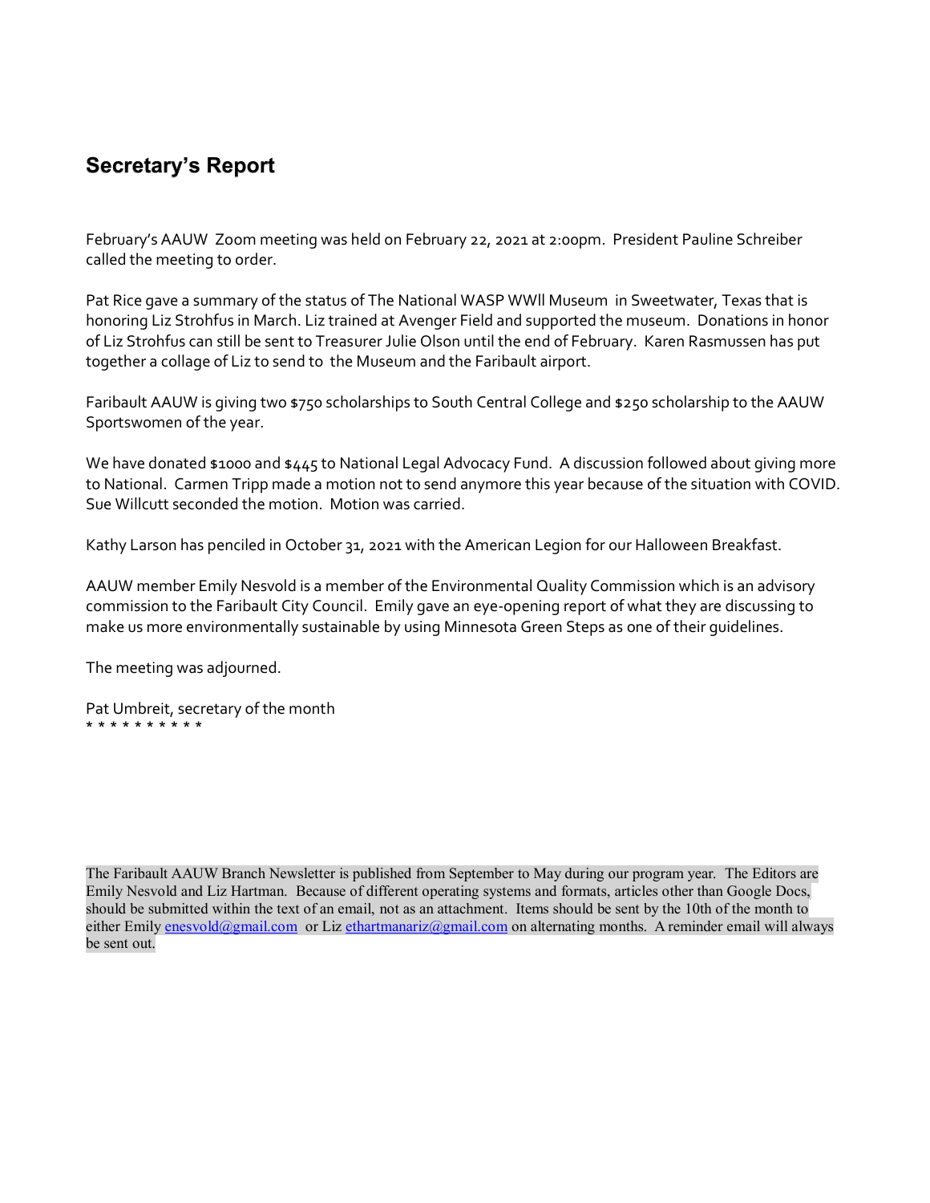## Secretary's Report

February's AAUW Zoom meeting was held on February 22, 2021 at 2:00pm. President Pauline Schreiber called the meeting to order.

Pat Rice gave a summary of the status of The National WASP WWII Museum in Sweetwater, Texas that is honoring Liz Strohfus in March. Liz trained at Avenger Field and supported the museum. Donations in honor of Liz Strohfus can still be sent to Treasurer Julie Olson until the end of February. Karen Rasmussen has put together a collage of Liz to send to the Museum and the Faribault airport.

Faribault AAUW is giving two $750 scholarships to South Central College and $250 scholarship to the AAUW Sportswomen of the year.

We have donated $1000 and $445 to National Legal Advocacy Fund. A discussion followed about giving more to National. Carmen Tripp made a motion not to send anymore this year because of the situation with COVID. Sue Willcutt seconded the motion. Motion was carried.

Kathy Larson has penciled in October 31, 2021 with the American Legion for our Halloween Breakfast.

AAUW member Emily Nesvold is a member of the Environmental Quality Commission which is an advisory commission to the Faribault City Council. Emily gave an eye-opening report of what they are discussing to make us more environmentally sustainable by using Minnesota Green Steps as one of their guidelines.

The meeting was adjourned.

Pat Umbreit, secretary of the month
* * * * * * * * * *

The Faribault AAUW Branch Newsletter is published from September to May during our program year. The Editors are Emily Nesvold and Liz Hartman. Because of different operating systems and formats, articles other than Google Docs, should be submitted within the text of an email, not as an attachment. Items should be sent by the 10th of the month to either Emily enesvold@gmail.com or Liz ethartmanariz@gmail.com on alternating months. A reminder email will always be sent out.